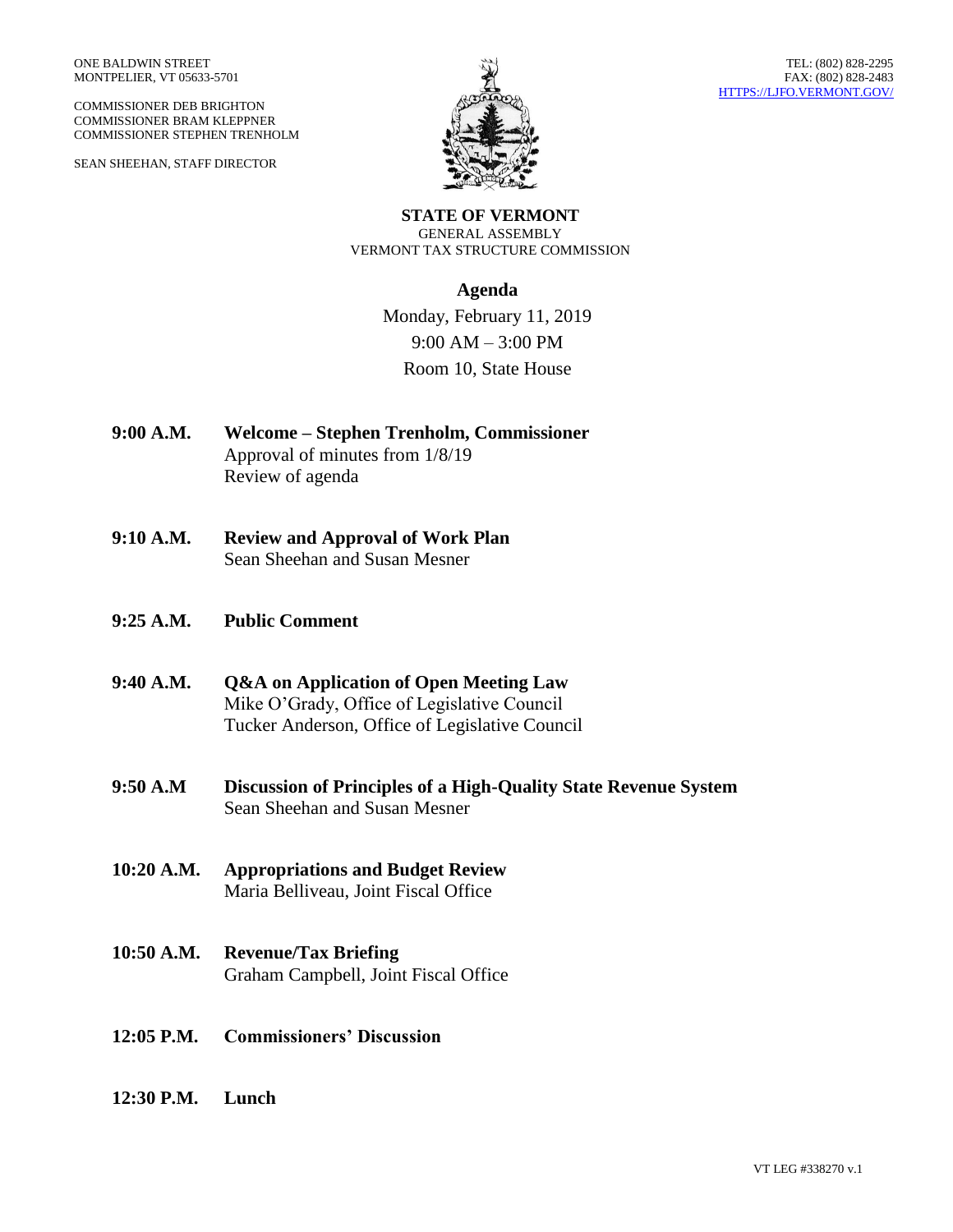ONE BALDWIN STREET
MONTPELIER, VT 05633-5701

COMMISSIONER DEB BRIGHTON
COMMISSIONER BRAM KLEPPNER
COMMISSIONER STEPHEN TRENHOLM

SEAN SHEEHAN, STAFF DIRECTOR

TEL: (802) 828-2295
FAX: (802) 828-2483
HTTPS://LJFO.VERMONT.GOV/

**STATE OF VERMONT**
GENERAL ASSEMBLY
VERMONT TAX STRUCTURE COMMISSION

## Agenda

Monday, February 11, 2019
9:00 AM – 3:00 PM
Room 10, State House

**9:00 A.M.** **Welcome – Stephen Trenholm, Commissioner**
Approval of minutes from 1/8/19
Review of agenda

**9:10 A.M.** **Review and Approval of Work Plan**
Sean Sheehan and Susan Mesner

**9:25 A.M.** **Public Comment**

**9:40 A.M.** **Q&A on Application of Open Meeting Law**
Mike O'Grady, Office of Legislative Council
Tucker Anderson, Office of Legislative Council

**9:50 A.M** **Discussion of Principles of a High-Quality State Revenue System**
Sean Sheehan and Susan Mesner

**10:20 A.M.** **Appropriations and Budget Review**
Maria Belliveau, Joint Fiscal Office

**10:50 A.M.** **Revenue/Tax Briefing**
Graham Campbell, Joint Fiscal Office

**12:05 P.M.** **Commissioners' Discussion**

**12:30 P.M.** **Lunch**

VT LEG #338270 v.1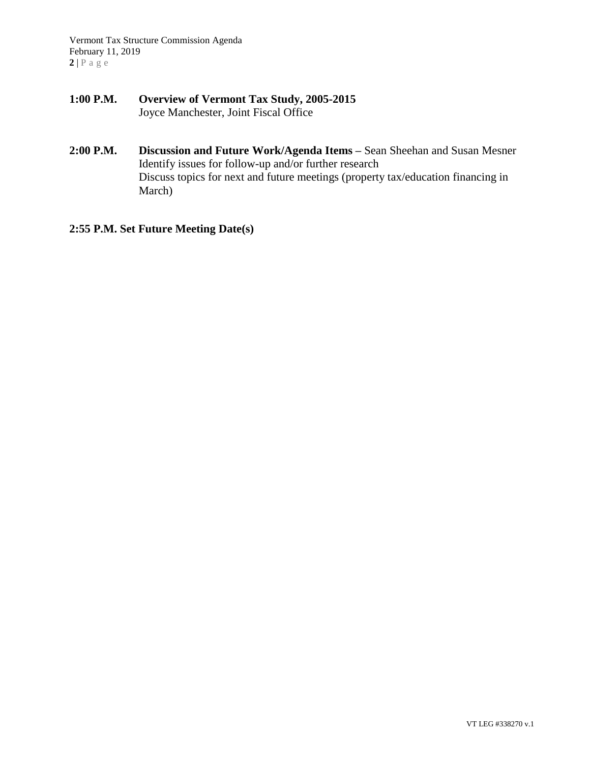**1:00 P.M.** **Overview of Vermont Tax Study, 2005-2015**
Joyce Manchester, Joint Fiscal Office

**2:00 P.M.** **Discussion and Future Work/Agenda Items –** Sean Sheehan and Susan Mesner
Identify issues for follow-up and/or further research
Discuss topics for next and future meetings (property tax/education financing in March)

**2:55 P.M. Set Future Meeting Date(s)**

VT LEG #338270 v.1